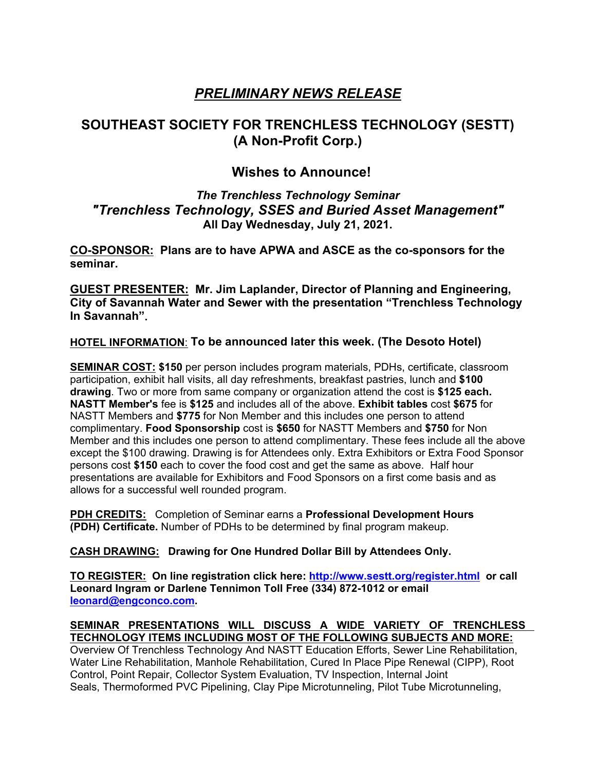# *PRELIMINARY NEWS RELEASE*

## SOUTHEAST SOCIETY FOR TRENCHLESS TECHNOLOGY (SESTT) (A Non-Profit Corp.)

## Wishes to Announce!

### *The Trenchless Technology Seminar*
### *"Trenchless Technology, SSES and Buried Asset Management"*
**All Day Wednesday, July 21, 2021.**

**CO-SPONSOR: Plans are to have APWA and ASCE as the co-sponsors for the seminar.**

**GUEST PRESENTER: Mr. Jim Laplander, Director of Planning and Engineering, City of Savannah Water and Sewer with the presentation "Trenchless Technology In Savannah".**

**HOTEL INFORMATION: To be announced later this week. (The Desoto Hotel)**

**SEMINAR COST: $150** per person includes program materials, PDHs, certificate, classroom participation, exhibit hall visits, all day refreshments, breakfast pastries, lunch and **$100 drawing**. Two or more from same company or organization attend the cost is **$125 each. NASTT Member's** fee is **$125** and includes all of the above. **Exhibit tables** cost **$675** for NASTT Members and **$775** for Non Member and this includes one person to attend complimentary. **Food Sponsorship** cost is **$650** for NASTT Members and **$750** for Non Member and this includes one person to attend complimentary. These fees include all the above except the $100 drawing. Drawing is for Attendees only. Extra Exhibitors or Extra Food Sponsor persons cost **$150** each to cover the food cost and get the same as above. Half hour presentations are available for Exhibitors and Food Sponsors on a first come basis and as allows for a successful well rounded program.

**PDH CREDITS:** Completion of Seminar earns a **Professional Development Hours (PDH) Certificate.** Number of PDHs to be determined by final program makeup.

**CASH DRAWING: Drawing for One Hundred Dollar Bill by Attendees Only.**

**TO REGISTER: On line registration click here: http://www.sestt.org/register.html or call Leonard Ingram or Darlene Tennimon Toll Free (334) 872-1012 or email leonard@engconco.com.**

**SEMINAR PRESENTATIONS WILL DISCUSS A WIDE VARIETY OF TRENCHLESS TECHNOLOGY ITEMS INCLUDING MOST OF THE FOLLOWING SUBJECTS AND MORE:**
Overview Of Trenchless Technology And NASTT Education Efforts, Sewer Line Rehabilitation, Water Line Rehabilitation, Manhole Rehabilitation, Cured In Place Pipe Renewal (CIPP), Root Control, Point Repair, Collector System Evaluation, TV Inspection, Internal Joint Seals, Thermoformed PVC Pipelining, Clay Pipe Microtunneling, Pilot Tube Microtunneling,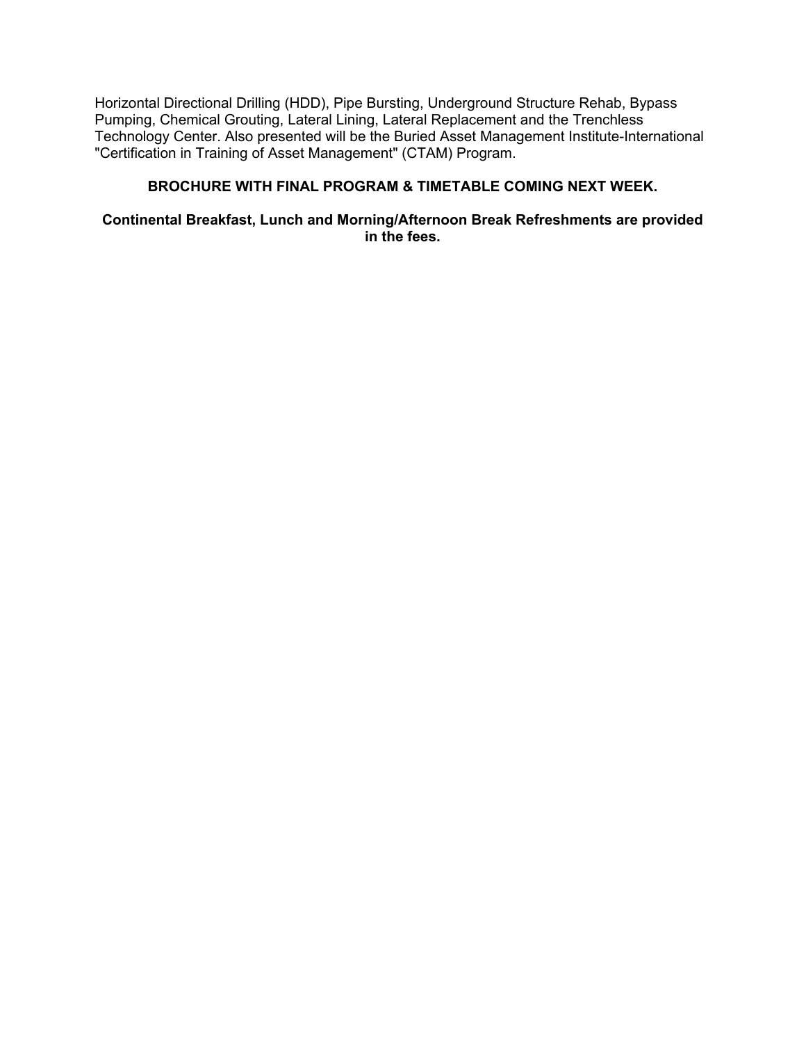Horizontal Directional Drilling (HDD), Pipe Bursting, Underground Structure Rehab, Bypass Pumping, Chemical Grouting, Lateral Lining, Lateral Replacement and the Trenchless Technology Center. Also presented will be the Buried Asset Management Institute-International "Certification in Training of Asset Management" (CTAM) Program.

**BROCHURE WITH FINAL PROGRAM & TIMETABLE COMING NEXT WEEK.**

**Continental Breakfast, Lunch and Morning/Afternoon Break Refreshments are provided in the fees.**